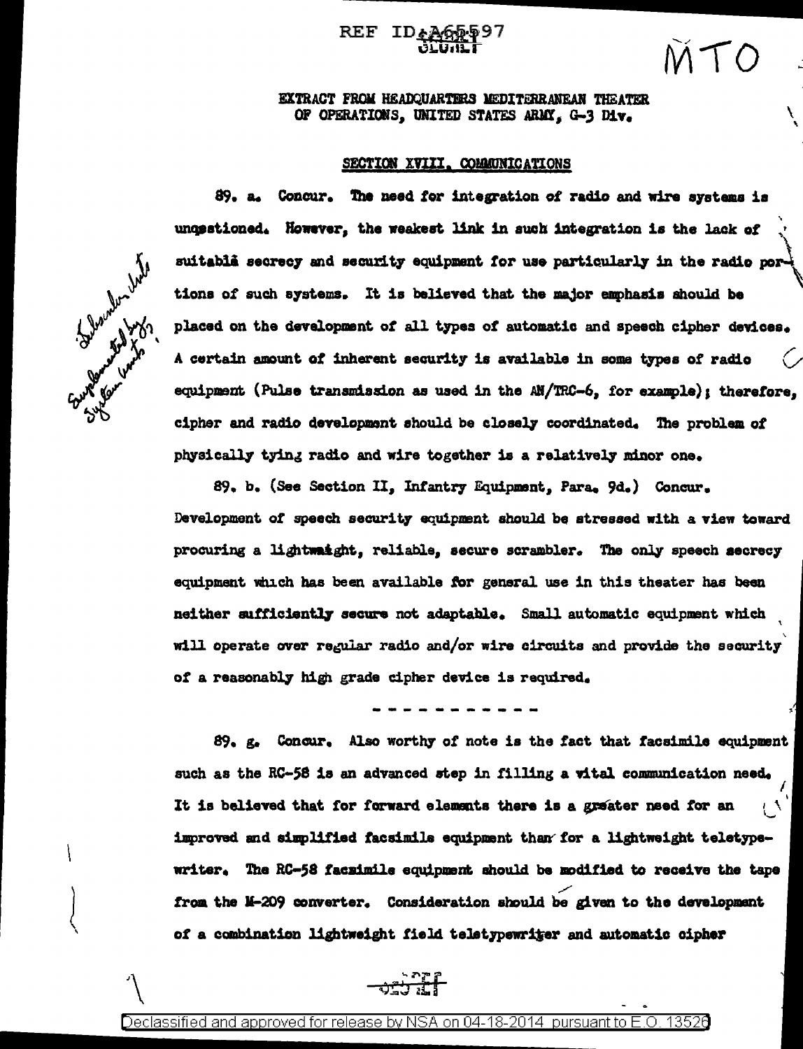REF ID:A65597

MTO

EXTRACT FROM HEADQUARTERS MEDITERRANEAN THEATER OF OPERATIONS, UNITED STATES ARMY, G-3 Div.

## SECTION XVIII. COMMUNICATIONS

89. a. Concur. The need for integration of radio and wire systems is unquestioned. However, the weakest link in such integration is the lack of suitable secrecy and security equipment for use particularly in the radio portions of such systems. It is believed that the major emphasis should be placed on the development of all types of automatic and speech cipher devices. A certain amount of inherent security is available in some types of radio equipment (Pulse transmission as used in the AN/TRC-6, for example); therefore, cipher and radio development should be closely coordinated. The problem of physically tying radio and wire together is a relatively minor one.

89. b. (See Section II, Infantry Equipment, Para. 9d.) Concur. Development of speech security equipment should be stressed with a view toward procuring a lightweight, reliable, secure scrambler. The only speech secrecy equipment which has been available for general use in this theater has been neither sufficiently secure not adaptable. Small automatic equipment which will operate over regular radio and/or wire circuits and provide the security of a reasonably high grade cipher device is required.

- - - - - - - - - - -

89. g. Concur. Also worthy of note is the fact that facsimile equipment such as the RC-58 is an advanced step in filling a vital communication need. It is believed that for forward elements there is a greater need for an improved and simplified facsimile equipment than for a lightweight teletypewriter. The RC-58 facsimile equipment should be modified to receive the tape from the M-209 converter. Consideration should be given to the development of a combination lightweight field teletypewriter and automatic cipher

Declassified and approved for release by NSA on 04-18-2014 pursuant to E.O. 13526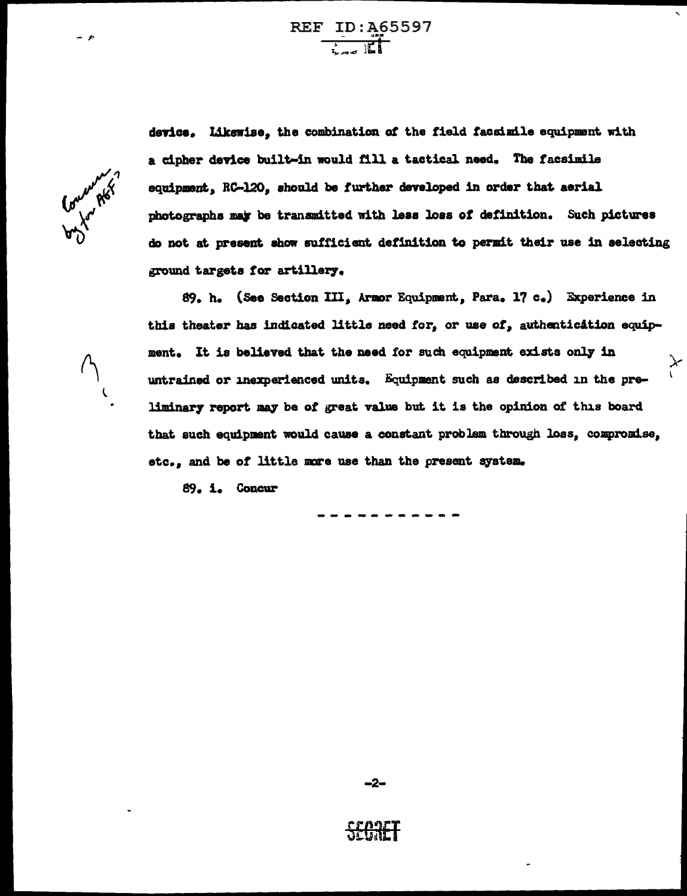device. Likewise, the combination of the field facsimile equipment with a cipher device built-in would fill a tactical need. The facsimile equipment, RC-120, should be further developed in order that aerial photographs may be transmitted with less loss of definition. Such pictures do not at present show sufficient definition to permit their use in selecting ground targets for artillery.

89. h. (See Section III, Armor Equipment, Para. 17 c.) Experience in this theater has indicated little need for, or use of, authentication equipment. It is believed that the need for such equipment exists only in untrained or inexperienced units. Equipment such as described in the preliminary report may be of great value but it is the opinion of this board that such equipment would cause a constant problem through loss, compromise, etc., and be of little more use than the present system.

89. i. Concur

\- - - - - - - - - - -

SECRET